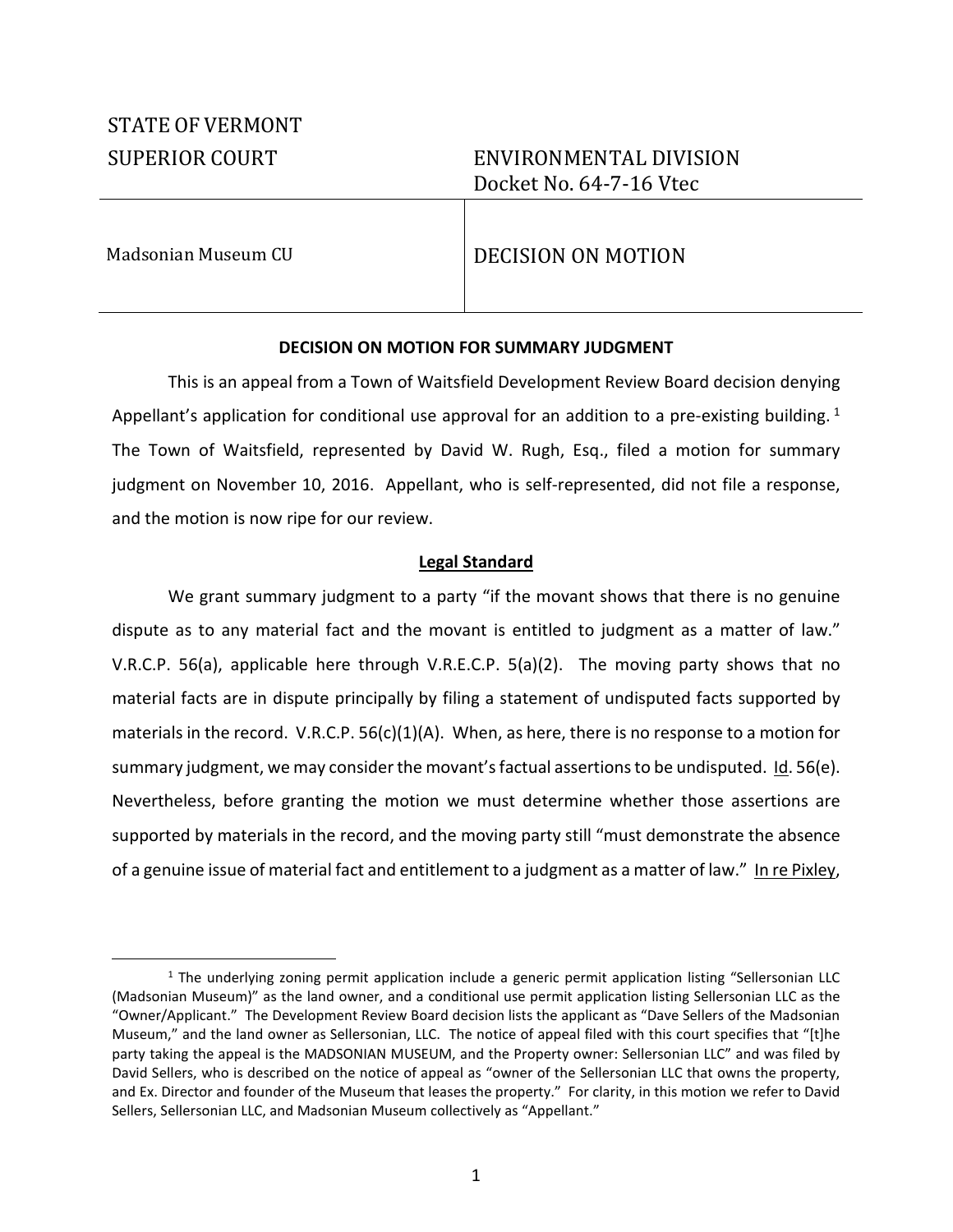STATE OF VERMONT
SUPERIOR COURT

ENVIRONMENTAL DIVISION
Docket No. 64-7-16 Vtec

| | |
|---|---|
| Madsonian Museum CU | DECISION ON MOTION |

**DECISION ON MOTION FOR SUMMARY JUDGMENT**

This is an appeal from a Town of Waitsfield Development Review Board decision denying Appellant's application for conditional use approval for an addition to a pre-existing building.[1] The Town of Waitsfield, represented by David W. Rugh, Esq., filed a motion for summary judgment on November 10, 2016. Appellant, who is self-represented, did not file a response, and the motion is now ripe for our review.

**Legal Standard**

We grant summary judgment to a party "if the movant shows that there is no genuine dispute as to any material fact and the movant is entitled to judgment as a matter of law." V.R.C.P. 56(a), applicable here through V.R.E.C.P. 5(a)(2). The moving party shows that no material facts are in dispute principally by filing a statement of undisputed facts supported by materials in the record. V.R.C.P. 56(c)(1)(A). When, as here, there is no response to a motion for summary judgment, we may consider the movant's factual assertions to be undisputed. Id. 56(e). Nevertheless, before granting the motion we must determine whether those assertions are supported by materials in the record, and the moving party still "must demonstrate the absence of a genuine issue of material fact and entitlement to a judgment as a matter of law." In re Pixley,

---

[1] The underlying zoning permit application include a generic permit application listing "Sellersonian LLC (Madsonian Museum)" as the land owner, and a conditional use permit application listing Sellersonian LLC as the "Owner/Applicant." The Development Review Board decision lists the applicant as "Dave Sellers of the Madsonian Museum," and the land owner as Sellersonian, LLC. The notice of appeal filed with this court specifies that "[t]he party taking the appeal is the MADSONIAN MUSEUM, and the Property owner: Sellersonian LLC" and was filed by David Sellers, who is described on the notice of appeal as "owner of the Sellersonian LLC that owns the property, and Ex. Director and founder of the Museum that leases the property." For clarity, in this motion we refer to David Sellers, Sellersonian LLC, and Madsonian Museum collectively as "Appellant."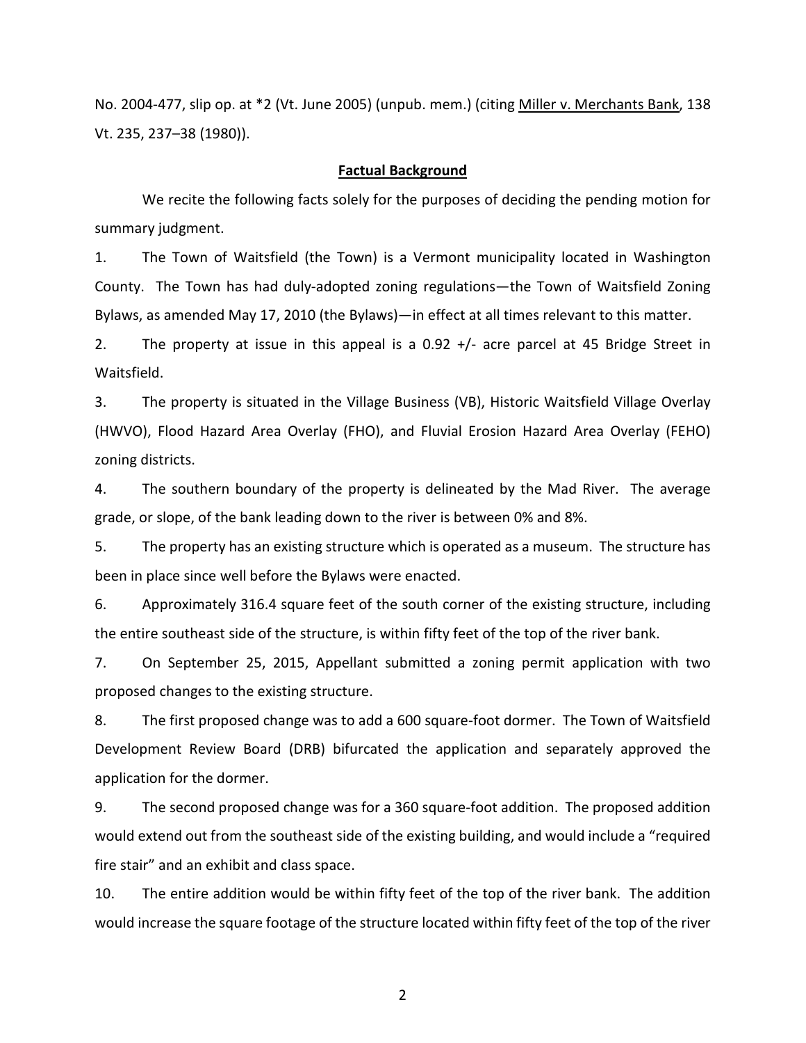No. 2004-477, slip op. at *2 (Vt. June 2005) (unpub. mem.) (citing Miller v. Merchants Bank, 138 Vt. 235, 237–38 (1980)).

## **Factual Background**

We recite the following facts solely for the purposes of deciding the pending motion for summary judgment.

1. The Town of Waitsfield (the Town) is a Vermont municipality located in Washington County. The Town has had duly-adopted zoning regulations—the Town of Waitsfield Zoning Bylaws, as amended May 17, 2010 (the Bylaws)—in effect at all times relevant to this matter.

2. The property at issue in this appeal is a 0.92 +/- acre parcel at 45 Bridge Street in Waitsfield.

3. The property is situated in the Village Business (VB), Historic Waitsfield Village Overlay (HWVO), Flood Hazard Area Overlay (FHO), and Fluvial Erosion Hazard Area Overlay (FEHO) zoning districts.

4. The southern boundary of the property is delineated by the Mad River. The average grade, or slope, of the bank leading down to the river is between 0% and 8%.

5. The property has an existing structure which is operated as a museum. The structure has been in place since well before the Bylaws were enacted.

6. Approximately 316.4 square feet of the south corner of the existing structure, including the entire southeast side of the structure, is within fifty feet of the top of the river bank.

7. On September 25, 2015, Appellant submitted a zoning permit application with two proposed changes to the existing structure.

8. The first proposed change was to add a 600 square-foot dormer. The Town of Waitsfield Development Review Board (DRB) bifurcated the application and separately approved the application for the dormer.

9. The second proposed change was for a 360 square-foot addition. The proposed addition would extend out from the southeast side of the existing building, and would include a "required fire stair" and an exhibit and class space.

10. The entire addition would be within fifty feet of the top of the river bank. The addition would increase the square footage of the structure located within fifty feet of the top of the river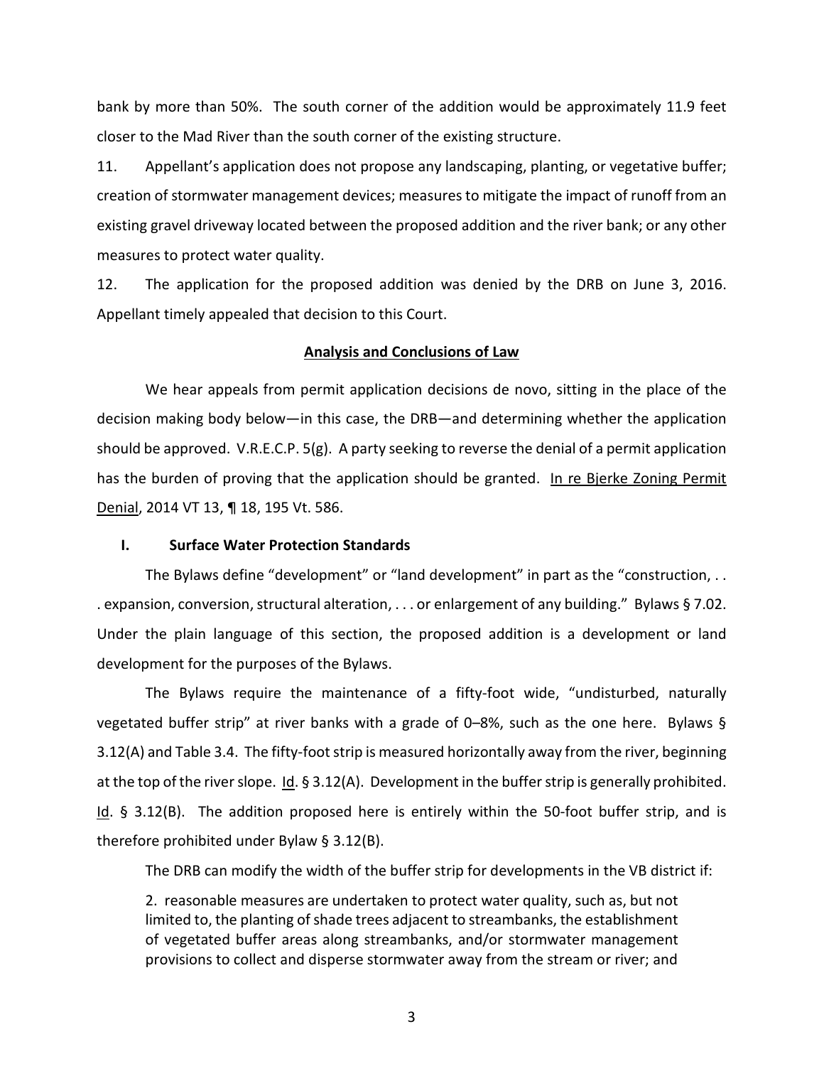bank by more than 50%. The south corner of the addition would be approximately 11.9 feet closer to the Mad River than the south corner of the existing structure.

11. Appellant's application does not propose any landscaping, planting, or vegetative buffer; creation of stormwater management devices; measures to mitigate the impact of runoff from an existing gravel driveway located between the proposed addition and the river bank; or any other measures to protect water quality.

12. The application for the proposed addition was denied by the DRB on June 3, 2016. Appellant timely appealed that decision to this Court.

## Analysis and Conclusions of Law

We hear appeals from permit application decisions de novo, sitting in the place of the decision making body below—in this case, the DRB—and determining whether the application should be approved. V.R.E.C.P. 5(g). A party seeking to reverse the denial of a permit application has the burden of proving that the application should be granted. In re Bjerke Zoning Permit Denial, 2014 VT 13, ¶ 18, 195 Vt. 586.

### I. Surface Water Protection Standards

The Bylaws define "development" or "land development" in part as the "construction, . . . expansion, conversion, structural alteration, . . . or enlargement of any building." Bylaws § 7.02. Under the plain language of this section, the proposed addition is a development or land development for the purposes of the Bylaws.

The Bylaws require the maintenance of a fifty-foot wide, "undisturbed, naturally vegetated buffer strip" at river banks with a grade of 0–8%, such as the one here. Bylaws § 3.12(A) and Table 3.4. The fifty-foot strip is measured horizontally away from the river, beginning at the top of the river slope. Id. § 3.12(A). Development in the buffer strip is generally prohibited. Id. § 3.12(B). The addition proposed here is entirely within the 50-foot buffer strip, and is therefore prohibited under Bylaw § 3.12(B).

The DRB can modify the width of the buffer strip for developments in the VB district if:

> 2. reasonable measures are undertaken to protect water quality, such as, but not limited to, the planting of shade trees adjacent to streambanks, the establishment of vegetated buffer areas along streambanks, and/or stormwater management provisions to collect and disperse stormwater away from the stream or river; and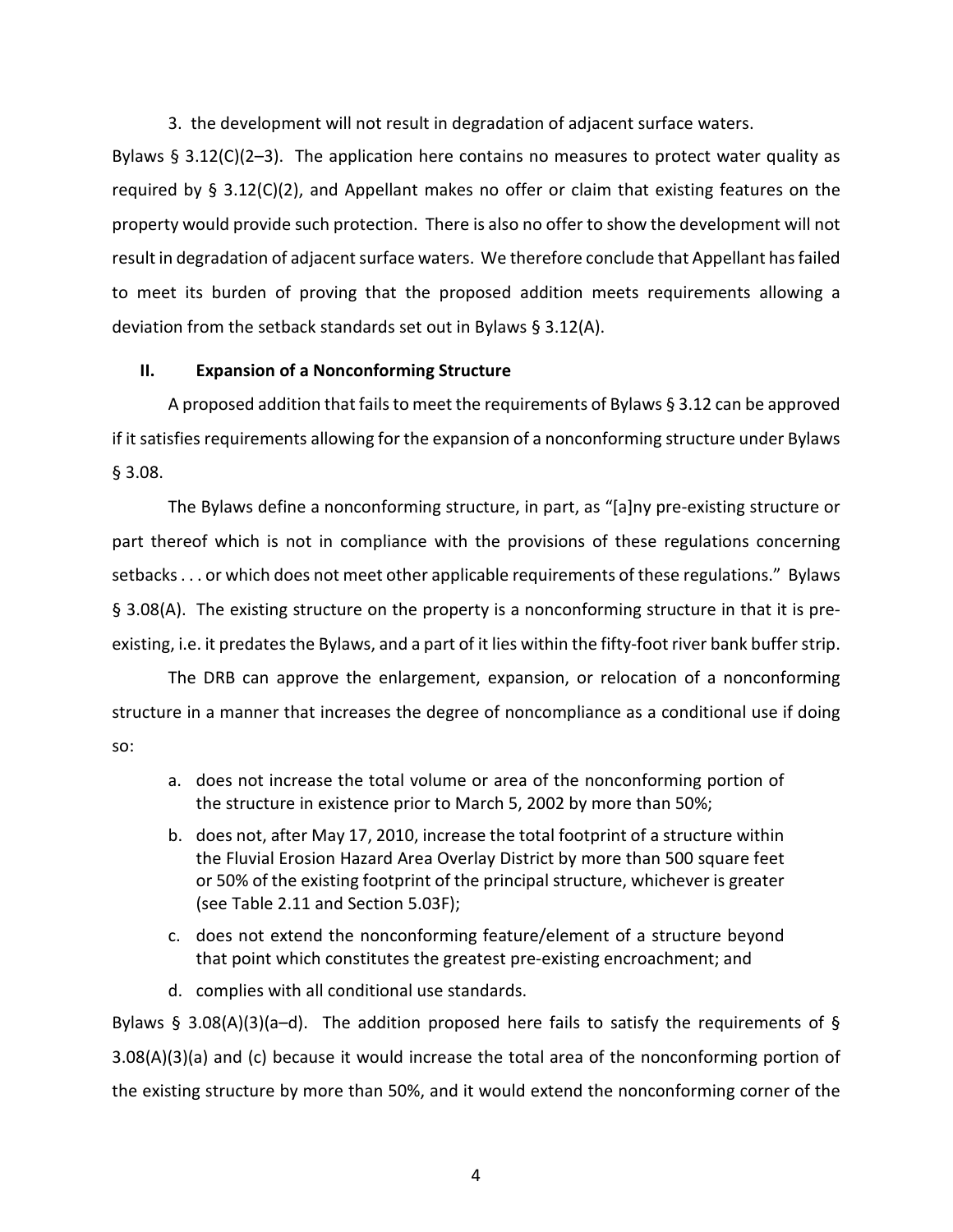3. the development will not result in degradation of adjacent surface waters.

Bylaws § 3.12(C)(2–3). The application here contains no measures to protect water quality as required by § 3.12(C)(2), and Appellant makes no offer or claim that existing features on the property would provide such protection. There is also no offer to show the development will not result in degradation of adjacent surface waters. We therefore conclude that Appellant has failed to meet its burden of proving that the proposed addition meets requirements allowing a deviation from the setback standards set out in Bylaws § 3.12(A).

## II. Expansion of a Nonconforming Structure

A proposed addition that fails to meet the requirements of Bylaws § 3.12 can be approved if it satisfies requirements allowing for the expansion of a nonconforming structure under Bylaws § 3.08.

The Bylaws define a nonconforming structure, in part, as "[a]ny pre-existing structure or part thereof which is not in compliance with the provisions of these regulations concerning setbacks . . . or which does not meet other applicable requirements of these regulations." Bylaws § 3.08(A). The existing structure on the property is a nonconforming structure in that it is pre-existing, i.e. it predates the Bylaws, and a part of it lies within the fifty-foot river bank buffer strip.

The DRB can approve the enlargement, expansion, or relocation of a nonconforming structure in a manner that increases the degree of noncompliance as a conditional use if doing so:

> a. does not increase the total volume or area of the nonconforming portion of the structure in existence prior to March 5, 2002 by more than 50%;
>
> b. does not, after May 17, 2010, increase the total footprint of a structure within the Fluvial Erosion Hazard Area Overlay District by more than 500 square feet or 50% of the existing footprint of the principal structure, whichever is greater (see Table 2.11 and Section 5.03F);
>
> c. does not extend the nonconforming feature/element of a structure beyond that point which constitutes the greatest pre-existing encroachment; and
>
> d. complies with all conditional use standards.

Bylaws § 3.08(A)(3)(a–d). The addition proposed here fails to satisfy the requirements of § 3.08(A)(3)(a) and (c) because it would increase the total area of the nonconforming portion of the existing structure by more than 50%, and it would extend the nonconforming corner of the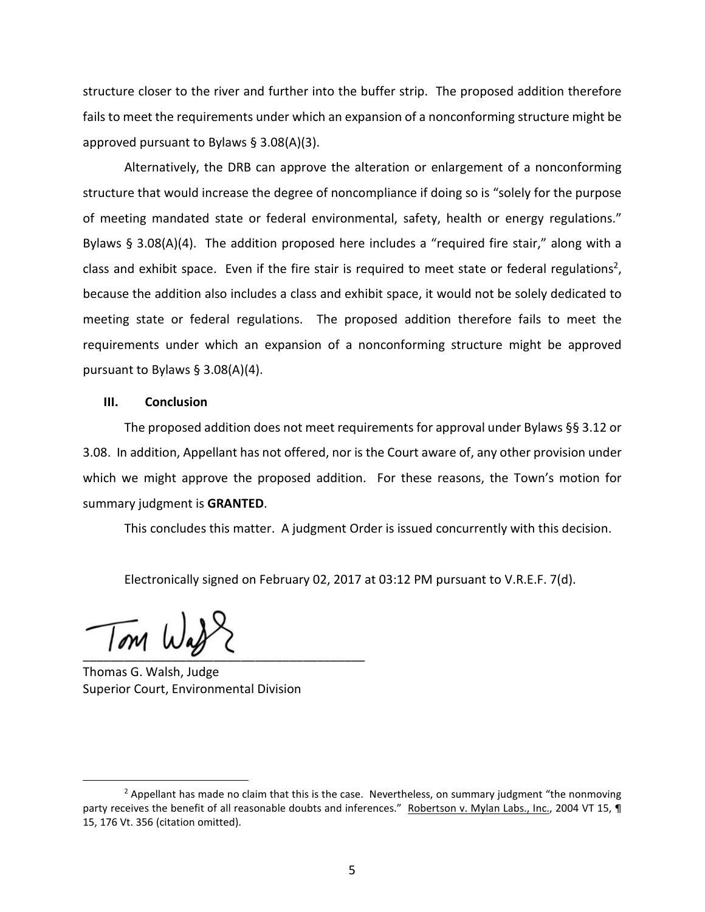structure closer to the river and further into the buffer strip. The proposed addition therefore fails to meet the requirements under which an expansion of a nonconforming structure might be approved pursuant to Bylaws § 3.08(A)(3).

Alternatively, the DRB can approve the alteration or enlargement of a nonconforming structure that would increase the degree of noncompliance if doing so is "solely for the purpose of meeting mandated state or federal environmental, safety, health or energy regulations." Bylaws § 3.08(A)(4). The addition proposed here includes a "required fire stair," along with a class and exhibit space. Even if the fire stair is required to meet state or federal regulations[2], because the addition also includes a class and exhibit space, it would not be solely dedicated to meeting state or federal regulations. The proposed addition therefore fails to meet the requirements under which an expansion of a nonconforming structure might be approved pursuant to Bylaws § 3.08(A)(4).

## III. Conclusion

The proposed addition does not meet requirements for approval under Bylaws §§ 3.12 or 3.08. In addition, Appellant has not offered, nor is the Court aware of, any other provision under which we might approve the proposed addition. For these reasons, the Town's motion for summary judgment is **GRANTED**.

This concludes this matter. A judgment Order is issued concurrently with this decision.

Electronically signed on February 02, 2017 at 03:12 PM pursuant to V.R.E.F. 7(d).

_________________________________________
Thomas G. Walsh, Judge
Superior Court, Environmental Division

---

[2] Appellant has made no claim that this is the case. Nevertheless, on summary judgment "the nonmoving party receives the benefit of all reasonable doubts and inferences." Robertson v. Mylan Labs., Inc., 2004 VT 15, ¶ 15, 176 Vt. 356 (citation omitted).